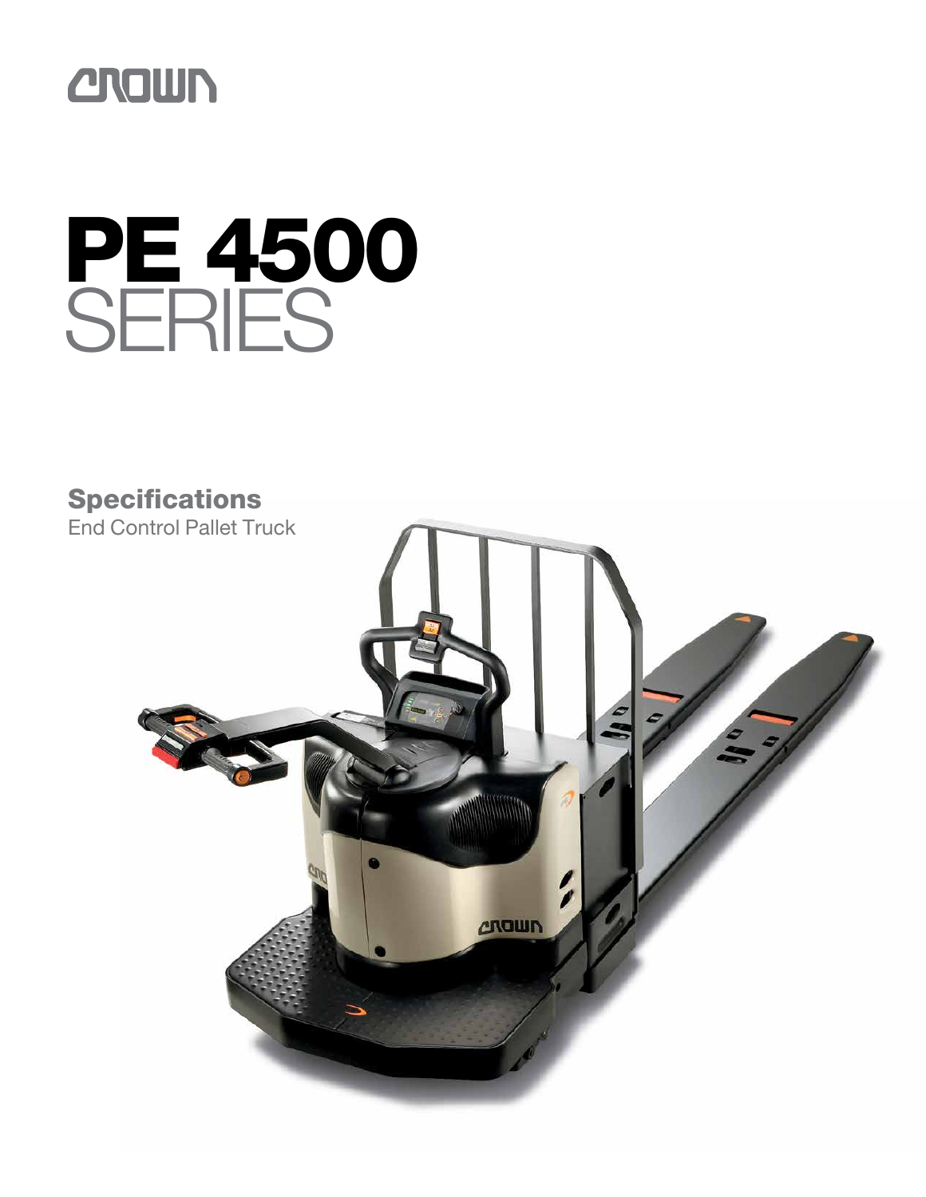CROWN

# PE 4500 SERIES

## Specifications

End Control Pallet Truck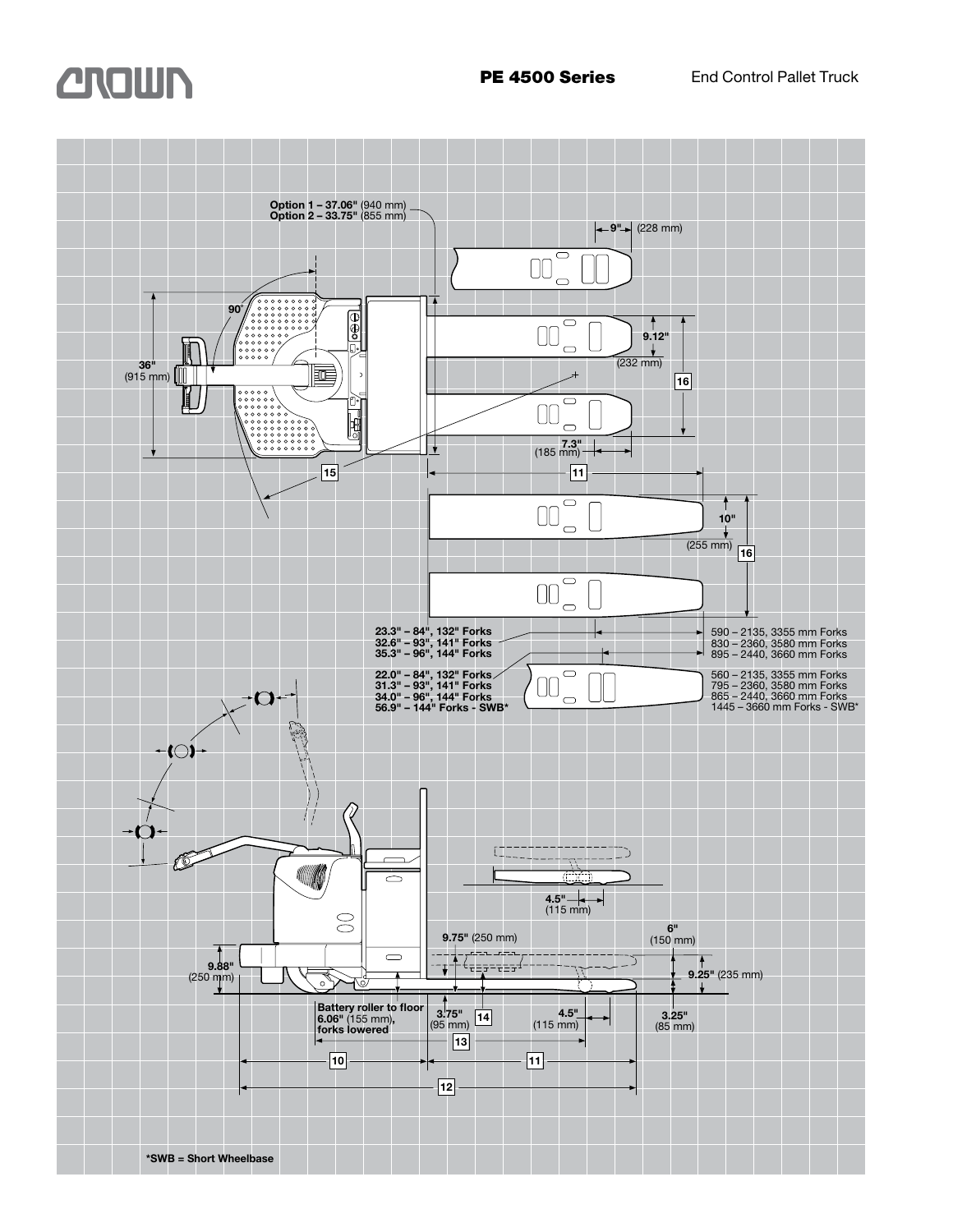# PE 4500 Series

End Control Pallet Truck

Option 1 – 37.06" (940 mm)
Option 2 – 33.75" (855 mm)

9" (228 mm)

90°

36" (915 mm)

9.12" (232 mm)

16

7.3" (185 mm)

15

11

10" (255 mm)

16

23.3" – 84", 132" Forks
32.6" – 93", 141" Forks
35.3" – 96", 144" Forks

590 – 2135, 3355 mm Forks
830 – 2360, 3580 mm Forks
895 – 2440, 3660 mm Forks

22.0" – 84", 132" Forks
31.3" – 93", 141" Forks
34.0" – 96", 144" Forks
56.9" – 144" Forks - SWB*

560 – 2135, 3355 mm Forks
795 – 2360, 3580 mm Forks
865 – 2440, 3660 mm Forks
1445 – 3660 mm Forks - SWB*

4.5" (115 mm)

6" (150 mm)

9.75" (250 mm)

9.88" (250 mm)

9.25" (235 mm)

Battery roller to floor 6.06" (155 mm), forks lowered

3.75" (95 mm)

14

4.5" (115 mm)

3.25" (85 mm)

13

10

11

12

*SWB = Short Wheelbase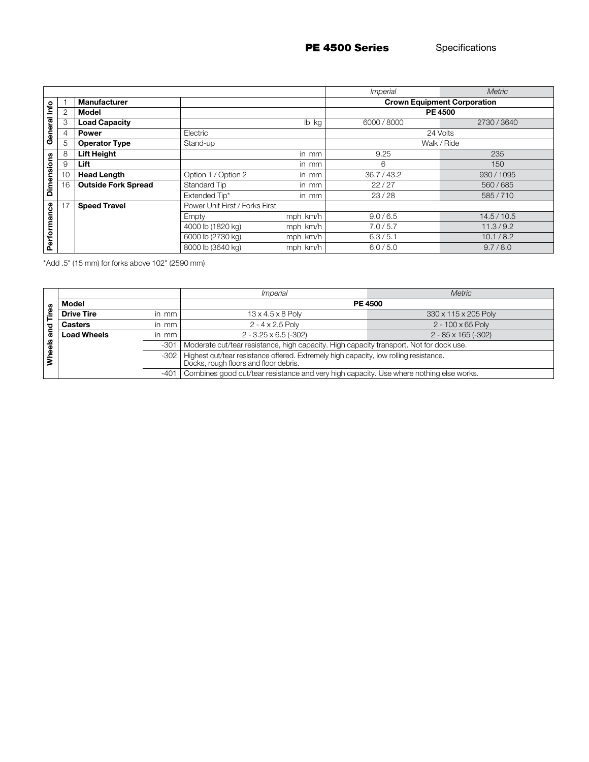## PE 4500 Series Specifications

| Section | # | Item | Description | Units | Imperial | Metric |
|---|---|---|---|---|---|---|
| General Info | 1 | **Manufacturer** | | | **Crown Equipment Corporation** | |
| | 2 | **Model** | | | **PE 4500** | |
| | 3 | **Load Capacity** | | lb kg | 6000 / 8000 | 2730 / 3640 |
| | 4 | **Power** | Electric | | 24 Volts | |
| | 5 | **Operator Type** | Stand-up | | Walk / Ride | |
| Dimensions | 8 | **Lift Height** | | in mm | 9.25 | 235 |
| | 9 | **Lift** | | in mm | 6 | 150 |
| | 10 | **Head Length** | Option 1 / Option 2 | in mm | 36.7 / 43.2 | 930 / 1095 |
| | 16 | **Outside Fork Spread** | Standard Tip | in mm | 22 / 27 | 560 / 685 |
| | | | Extended Tip* | in mm | 23 / 28 | 585 / 710 |
| Performance | 17 | **Speed Travel** | Power Unit First / Forks First | | | |
| | | | Empty | mph km/h | 9.0 / 6.5 | 14.5 / 10.5 |
| | | | 4000 lb (1820 kg) | mph km/h | 7.0 / 5.7 | 11.3 / 9.2 |
| | | | 6000 lb (2730 kg) | mph km/h | 6.3 / 5.1 | 10.1 / 8.2 |
| | | | 8000 lb (3640 kg) | mph km/h | 6.0 / 5.0 | 9.7 / 8.0 |

*Add .5" (15 mm) for forks above 102" (2590 mm)

| Section | Item | Units | Imperial | Metric |
|---|---|---|---|---|
| Wheels and Tires | **Model** | | **PE 4500** | |
| | **Drive Tire** | in mm | 13 x 4.5 x 8 Poly | 330 x 115 x 205 Poly |
| | **Casters** | in mm | 2 - 4 x 2.5 Poly | 2 - 100 x 65 Poly |
| | **Load Wheels** | in mm | 2 - 3.25 x 6.5 (-302) | 2 - 85 x 165 (-302) |
| | | -301 | Moderate cut/tear resistance, high capacity. High capacity transport. Not for dock use. | |
| | | -302 | Highest cut/tear resistance offered. Extremely high capacity, low rolling resistance. Docks, rough floors and floor debris. | |
| | | -401 | Combines good cut/tear resistance and very high capacity. Use where nothing else works. | |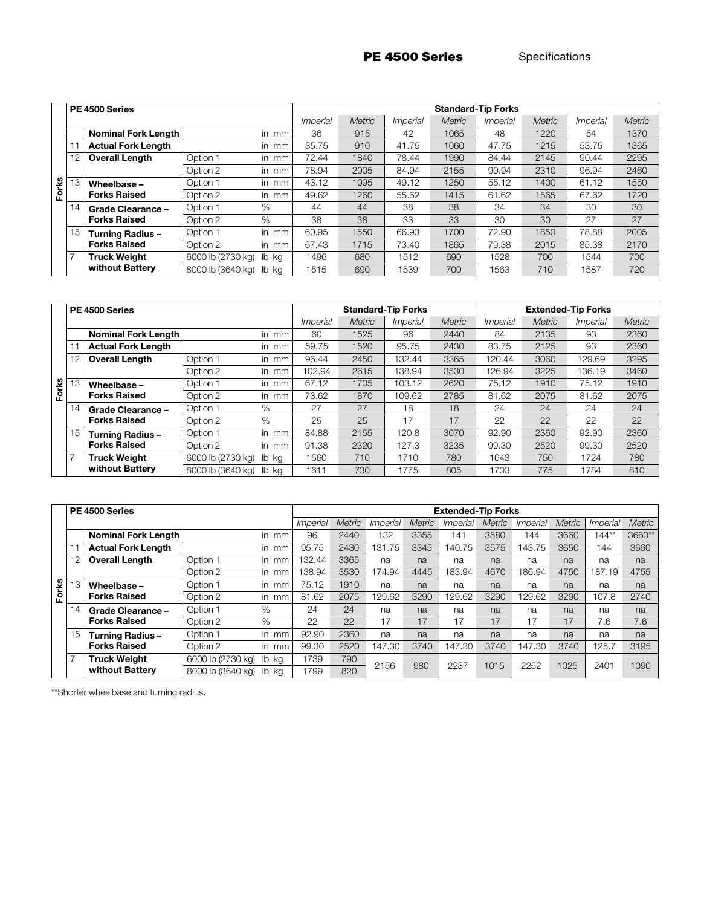| | | PE 4500 Series | | | Standard-Tip Forks | | | | | | | |
|---|---|---|---|---|---|---|---|---|---|---|---|---|
| | | | | | *Imperial* | *Metric* | *Imperial* | *Metric* | *Imperial* | *Metric* | *Imperial* | *Metric* |
| Forks | | **Nominal Fork Length** | | in mm | 36 | 915 | 42 | 1065 | 48 | 1220 | 54 | 1370 |
| | 11 | **Actual Fork Length** | | in mm | 35.75 | 910 | 41.75 | 1060 | 47.75 | 1215 | 53.75 | 1365 |
| | 12 | **Overall Length** | Option 1 | in mm | 72.44 | 1840 | 78.44 | 1990 | 84.44 | 2145 | 90.44 | 2295 |
| | | | Option 2 | in mm | 78.94 | 2005 | 84.94 | 2155 | 90.94 | 2310 | 96.94 | 2460 |
| | 13 | **Wheelbase – Forks Raised** | Option 1 | in mm | 43.12 | 1095 | 49.12 | 1250 | 55.12 | 1400 | 61.12 | 1550 |
| | | | Option 2 | in mm | 49.62 | 1260 | 55.62 | 1415 | 61.62 | 1565 | 67.62 | 1720 |
| | 14 | **Grade Clearance – Forks Raised** | Option 1 | % | 44 | 44 | 38 | 38 | 34 | 34 | 30 | 30 |
| | | | Option 2 | % | 38 | 38 | 33 | 33 | 30 | 30 | 27 | 27 |
| | 15 | **Turning Radius – Forks Raised** | Option 1 | in mm | 60.95 | 1550 | 66.93 | 1700 | 72.90 | 1850 | 78.88 | 2005 |
| | | | Option 2 | in mm | 67.43 | 1715 | 73.40 | 1865 | 79.38 | 2015 | 85.38 | 2170 |
| | 7 | **Truck Weight without Battery** | 6000 lb (2730 kg) | lb kg | 1496 | 680 | 1512 | 690 | 1528 | 700 | 1544 | 700 |
| | | | 8000 lb (3640 kg) | lb kg | 1515 | 690 | 1539 | 700 | 1563 | 710 | 1587 | 720 |

| | | PE 4500 Series | | | Standard-Tip Forks | | | | Extended-Tip Forks | | | |
|---|---|---|---|---|---|---|---|---|---|---|---|---|
| | | | | | *Imperial* | *Metric* | *Imperial* | *Metric* | *Imperial* | *Metric* | *Imperial* | *Metric* |
| Forks | | **Nominal Fork Length** | | in mm | 60 | 1525 | 96 | 2440 | 84 | 2135 | 93 | 2360 |
| | 11 | **Actual Fork Length** | | in mm | 59.75 | 1520 | 95.75 | 2430 | 83.75 | 2125 | 93 | 2360 |
| | 12 | **Overall Length** | Option 1 | in mm | 96.44 | 2450 | 132.44 | 3365 | 120.44 | 3060 | 129.69 | 3295 |
| | | | Option 2 | in mm | 102.94 | 2615 | 138.94 | 3530 | 126.94 | 3225 | 136.19 | 3460 |
| | 13 | **Wheelbase – Forks Raised** | Option 1 | in mm | 67.12 | 1705 | 103.12 | 2620 | 75.12 | 1910 | 75.12 | 1910 |
| | | | Option 2 | in mm | 73.62 | 1870 | 109.62 | 2785 | 81.62 | 2075 | 81.62 | 2075 |
| | 14 | **Grade Clearance – Forks Raised** | Option 1 | % | 27 | 27 | 18 | 18 | 24 | 24 | 24 | 24 |
| | | | Option 2 | % | 25 | 25 | 17 | 17 | 22 | 22 | 22 | 22 |
| | 15 | **Turning Radius – Forks Raised** | Option 1 | in mm | 84.88 | 2155 | 120.8 | 3070 | 92.90 | 2360 | 92.90 | 2360 |
| | | | Option 2 | in mm | 91.38 | 2320 | 127.3 | 3235 | 99.30 | 2520 | 99.30 | 2520 |
| | 7 | **Truck Weight without Battery** | 6000 lb (2730 kg) | lb kg | 1560 | 710 | 1710 | 780 | 1643 | 750 | 1724 | 780 |
| | | | 8000 lb (3640 kg) | lb kg | 1611 | 730 | 1775 | 805 | 1703 | 775 | 1784 | 810 |

| | | PE 4500 Series | | | Extended-Tip Forks | | | | | | | | | |
|---|---|---|---|---|---|---|---|---|---|---|---|---|---|---|
| | | | | | *Imperial* | *Metric* | *Imperial* | *Metric* | *Imperial* | *Metric* | *Imperial* | *Metric* | *Imperial* | *Metric* |
| Forks | | **Nominal Fork Length** | | in mm | 96 | 2440 | 132 | 3355 | 141 | 3580 | 144 | 3660 | 144** | 3660** |
| | 11 | **Actual Fork Length** | | in mm | 95.75 | 2430 | 131.75 | 3345 | 140.75 | 3575 | 143.75 | 3650 | 144 | 3660 |
| | 12 | **Overall Length** | Option 1 | in mm | 132.44 | 3365 | na | na | na | na | na | na | na | na |
| | | | Option 2 | in mm | 138.94 | 3530 | 174.94 | 4445 | 183.94 | 4670 | 186.94 | 4750 | 187.19 | 4755 |
| | 13 | **Wheelbase – Forks Raised** | Option 1 | in mm | 75.12 | 1910 | na | na | na | na | na | na | na | na |
| | | | Option 2 | in mm | 81.62 | 2075 | 129.62 | 3290 | 129.62 | 3290 | 129.62 | 3290 | 107.8 | 2740 |
| | 14 | **Grade Clearance – Forks Raised** | Option 1 | % | 24 | 24 | na | na | na | na | na | na | na | na |
| | | | Option 2 | % | 22 | 22 | 17 | 17 | 17 | 17 | 17 | 17 | 7.6 | 7.6 |
| | 15 | **Turning Radius – Forks Raised** | Option 1 | in mm | 92.90 | 2360 | na | na | na | na | na | na | na | na |
| | | | Option 2 | in mm | 99.30 | 2520 | 147.30 | 3740 | 147.30 | 3740 | 147.30 | 3740 | 125.7 | 3195 |
| | 7 | **Truck Weight without Battery** | 6000 lb (2730 kg) | lb kg | 1739 | 790 | 2156 | 980 | 2237 | 1015 | 2252 | 1025 | 2401 | 1090 |
| | | | 8000 lb (3640 kg) | lb kg | 1799 | 820 | | | | | | | | |

**Shorter wheelbase and turning radius.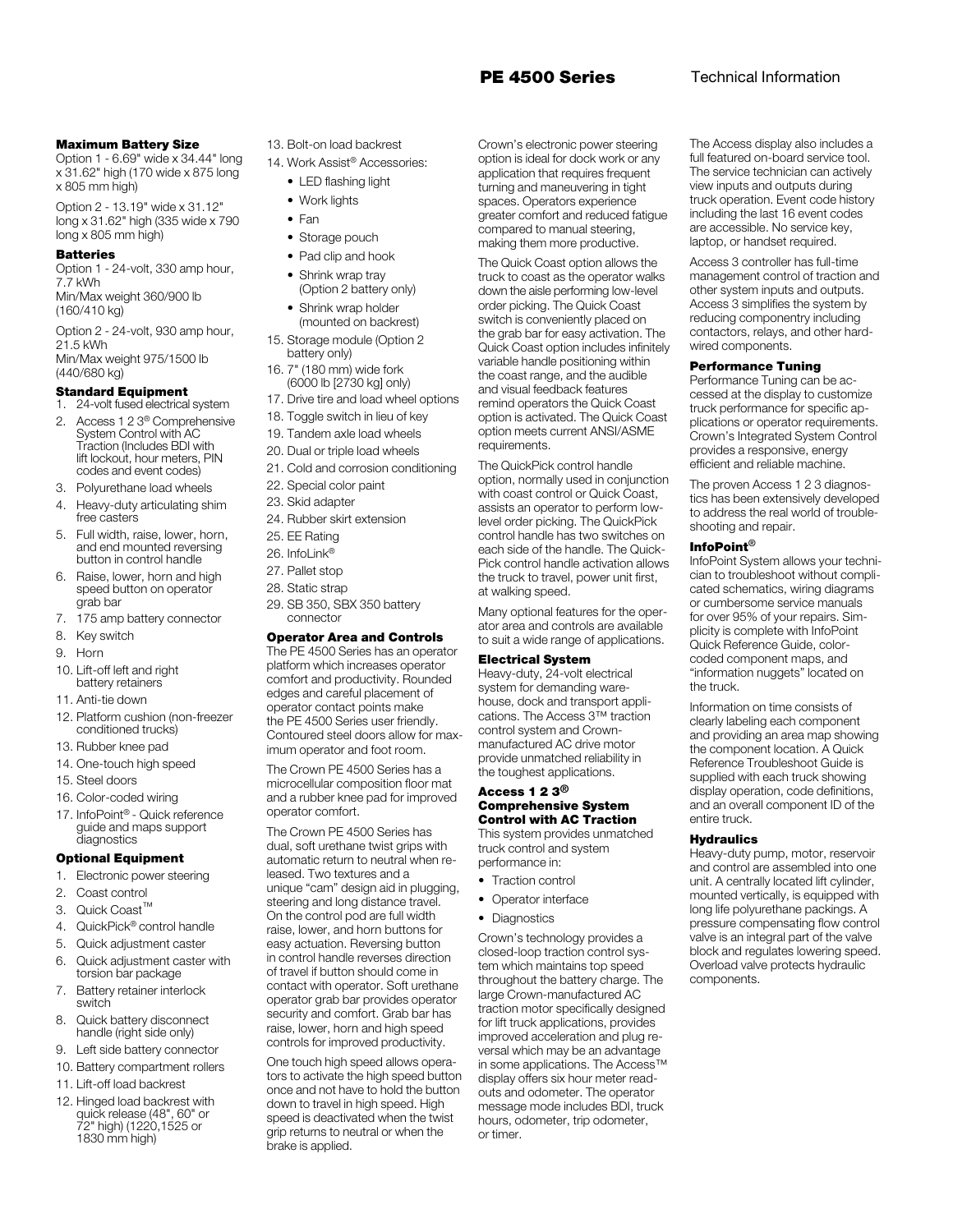## Maximum Battery Size

Option 1 - 6.69" wide x 34.44" long x 31.62" high (170 wide x 875 long x 805 mm high)

Option 2 - 13.19" wide x 31.12" long x 31.62" high (335 wide x 790 long x 805 mm high)

## Batteries

Option 1 - 24-volt, 330 amp hour, 7.7 kWh
Min/Max weight 360/900 lb (160/410 kg)

Option 2 - 24-volt, 930 amp hour, 21.5 kWh
Min/Max weight 975/1500 lb (440/680 kg)

## Standard Equipment

1. 24-volt fused electrical system
2. Access 1 2 3® Comprehensive System Control with AC Traction (Includes BDI with lift lockout, hour meters, PIN codes and event codes)
3. Polyurethane load wheels
4. Heavy-duty articulating shim free casters
5. Full width, raise, lower, horn, and end mounted reversing button in control handle
6. Raise, lower, horn and high speed button on operator grab bar
7. 175 amp battery connector
8. Key switch
9. Horn
10. Lift-off left and right battery retainers
11. Anti-tie down
12. Platform cushion (non-freezer conditioned trucks)
13. Rubber knee pad
14. One-touch high speed
15. Steel doors
16. Color-coded wiring
17. InfoPoint® - Quick reference guide and maps support diagnostics

## Optional Equipment

1. Electronic power steering
2. Coast control
3. Quick Coast™
4. QuickPick® control handle
5. Quick adjustment caster
6. Quick adjustment caster with torsion bar package
7. Battery retainer interlock switch
8. Quick battery disconnect handle (right side only)
9. Left side battery connector
10. Battery compartment rollers
11. Lift-off load backrest
12. Hinged load backrest with quick release (48", 60" or 72" high) (1220,1525 or 1830 mm high)
13. Bolt-on load backrest
14. Work Assist® Accessories:
    - LED flashing light
    - Work lights
    - Fan
    - Storage pouch
    - Pad clip and hook
    - Shrink wrap tray (Option 2 battery only)
    - Shrink wrap holder (mounted on backrest)
15. Storage module (Option 2 battery only)
16. 7" (180 mm) wide fork (6000 lb [2730 kg] only)
17. Drive tire and load wheel options
18. Toggle switch in lieu of key
19. Tandem axle load wheels
20. Dual or triple load wheels
21. Cold and corrosion conditioning
22. Special color paint
23. Skid adapter
24. Rubber skirt extension
25. EE Rating
26. InfoLink®
27. Pallet stop
28. Static strap
29. SB 350, SBX 350 battery connector

## Operator Area and Controls

The PE 4500 Series has an operator platform which increases operator comfort and productivity. Rounded edges and careful placement of operator contact points make the PE 4500 Series user friendly. Contoured steel doors allow for maximum operator and foot room.

The Crown PE 4500 Series has a microcellular composition floor mat and a rubber knee pad for improved operator comfort.

The Crown PE 4500 Series has dual, soft urethane twist grips with automatic return to neutral when released. Two textures and a unique "cam" design aid in plugging, steering and long distance travel. On the control pod are full width raise, lower, and horn buttons for easy actuation. Reversing button in control handle reverses direction of travel if button should come in contact with operator. Soft urethane operator grab bar provides operator security and comfort. Grab bar has raise, lower, horn and high speed controls for improved productivity.

One touch high speed allows operators to activate the high speed button once and not have to hold the button down to travel in high speed. High speed is deactivated when the twist grip returns to neutral or when the brake is applied.

Crown's electronic power steering option is ideal for dock work or any application that requires frequent turning and maneuvering in tight spaces. Operators experience greater comfort and reduced fatigue compared to manual steering, making them more productive.

The Quick Coast option allows the truck to coast as the operator walks down the aisle performing low-level order picking. The Quick Coast switch is conveniently placed on the grab bar for easy activation. The Quick Coast option includes infinitely variable handle positioning within the coast range, and the audible and visual feedback features remind operators the Quick Coast option is activated. The Quick Coast option meets current ANSI/ASME requirements.

The QuickPick control handle option, normally used in conjunction with coast control or Quick Coast, assists an operator to perform low-level order picking. The QuickPick control handle has two switches on each side of the handle. The QuickPick control handle activation allows the truck to travel, power unit first, at walking speed.

Many optional features for the operator area and controls are available to suit a wide range of applications.

## Electrical System

Heavy-duty, 24-volt electrical system for demanding warehouse, dock and transport applications. The Access 3™ traction control system and Crown-manufactured AC drive motor provide unmatched reliability in the toughest applications.

## Access 1 2 3® Comprehensive System Control with AC Traction

This system provides unmatched truck control and system performance in:

- Traction control
- Operator interface
- Diagnostics

Crown's technology provides a closed-loop traction control system which maintains top speed throughout the battery charge. The large Crown-manufactured AC traction motor specifically designed for lift truck applications, provides improved acceleration and plug reversal which may be an advantage in some applications. The Access™ display offers six hour meter readouts and odometer. The operator message mode includes BDI, truck hours, odometer, trip odometer, or timer.

The Access display also includes a full featured on-board service tool. The service technician can actively view inputs and outputs during truck operation. Event code history including the last 16 event codes are accessible. No service key, laptop, or handset required.

Access 3 controller has full-time management control of traction and other system inputs and outputs. Access 3 simplifies the system by reducing componentry including contactors, relays, and other hard-wired components.

## Performance Tuning

Performance Tuning can be accessed at the display to customize truck performance for specific applications or operator requirements. Crown's Integrated System Control provides a responsive, energy efficient and reliable machine.

The proven Access 1 2 3 diagnostics has been extensively developed to address the real world of troubleshooting and repair.

## InfoPoint®

InfoPoint System allows your technician to troubleshoot without complicated schematics, wiring diagrams or cumbersome service manuals for over 95% of your repairs. Simplicity is complete with InfoPoint Quick Reference Guide, color-coded component maps, and "information nuggets" located on the truck.

Information on time consists of clearly labeling each component and providing an area map showing the component location. A Quick Reference Troubleshoot Guide is supplied with each truck showing display operation, code definitions, and an overall component ID of the entire truck.

## Hydraulics

Heavy-duty pump, motor, reservoir and control are assembled into one unit. A centrally located lift cylinder, mounted vertically, is equipped with long life polyurethane packings. A pressure compensating flow control valve is an integral part of the valve block and regulates lowering speed. Overload valve protects hydraulic components.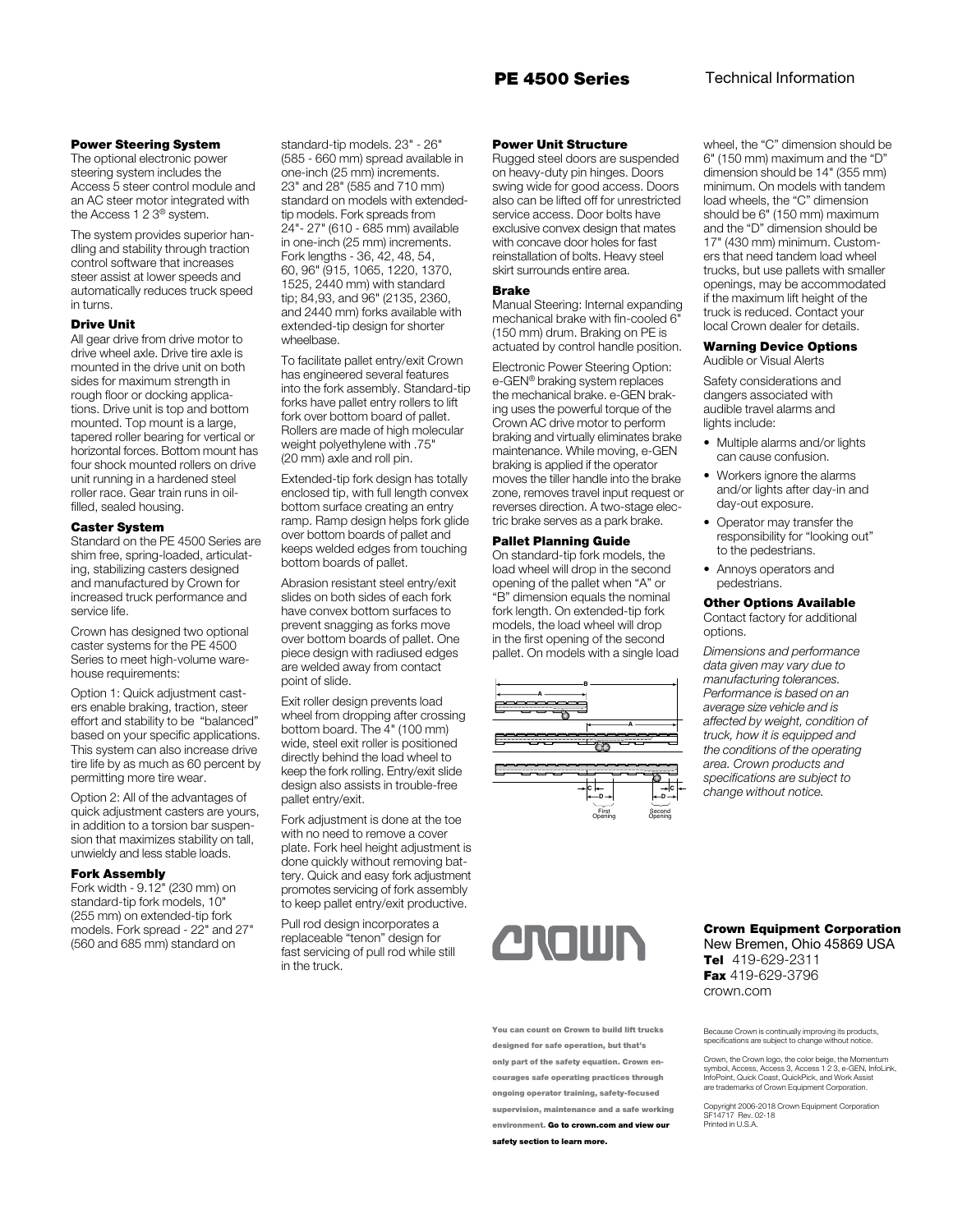## Power Steering System

The optional electronic power steering system includes the Access 5 steer control module and an AC steer motor integrated with the Access 1 2 3® system.

The system provides superior handling and stability through traction control software that increases steer assist at lower speeds and automatically reduces truck speed in turns.

## Drive Unit

All gear drive from drive motor to drive wheel axle. Drive tire axle is mounted in the drive unit on both sides for maximum strength in rough floor or docking applications. Drive unit is top and bottom mounted. Top mount is a large, tapered roller bearing for vertical or horizontal forces. Bottom mount has four shock mounted rollers on drive unit running in a hardened steel roller race. Gear train runs in oil-filled, sealed housing.

## Caster System

Standard on the PE 4500 Series are shim free, spring-loaded, articulating, stabilizing casters designed and manufactured by Crown for increased truck performance and service life.

Crown has designed two optional caster systems for the PE 4500 Series to meet high-volume warehouse requirements:

Option 1: Quick adjustment casters enable braking, traction, steer effort and stability to be "balanced" based on your specific applications. This system can also increase drive tire life by as much as 60 percent by permitting more tire wear.

Option 2: All of the advantages of quick adjustment casters are yours, in addition to a torsion bar suspension that maximizes stability on tall, unwieldy and less stable loads.

## Fork Assembly

Fork width - 9.12" (230 mm) on standard-tip fork models, 10" (255 mm) on extended-tip fork models. Fork spread - 22" and 27" (560 and 685 mm) standard on standard-tip models. 23" - 26" (585 - 660 mm) spread available in one-inch (25 mm) increments. 23" and 28" (585 and 710 mm) standard on models with extended-tip models. Fork spreads from 24"- 27" (610 - 685 mm) available in one-inch (25 mm) increments. Fork lengths - 36, 42, 48, 54, 60, 96" (915, 1065, 1220, 1370, 1525, 2440 mm) with standard tip; 84,93, and 96" (2135, 2360, and 2440 mm) forks available with extended-tip design for shorter wheelbase.

To facilitate pallet entry/exit Crown has engineered several features into the fork assembly. Standard-tip forks have pallet entry rollers to lift fork over bottom board of pallet. Rollers are made of high molecular weight polyethylene with .75" (20 mm) axle and roll pin.

Extended-tip fork design has totally enclosed tip, with full length convex bottom surface creating an entry ramp. Ramp design helps fork glide over bottom boards of pallet and keeps welded edges from touching bottom boards of pallet.

Abrasion resistant steel entry/exit slides on both sides of each fork have convex bottom surfaces to prevent snagging as forks move over bottom boards of pallet. One piece design with radiused edges are welded away from contact point of slide.

Exit roller design prevents load wheel from dropping after crossing bottom board. The 4" (100 mm) wide, steel exit roller is positioned directly behind the load wheel to keep the fork rolling. Entry/exit slide design also assists in trouble-free pallet entry/exit.

Fork adjustment is done at the toe with no need to remove a cover plate. Fork heel height adjustment is done quickly without removing battery. Quick and easy fork adjustment promotes servicing of fork assembly to keep pallet entry/exit productive.

Pull rod design incorporates a replaceable "tenon" design for fast servicing of pull rod while still in the truck.

## Power Unit Structure

Rugged steel doors are suspended on heavy-duty pin hinges. Doors swing wide for good access. Doors also can be lifted off for unrestricted service access. Door bolts have exclusive convex design that mates with concave door holes for fast reinstallation of bolts. Heavy steel skirt surrounds entire area.

## Brake

Manual Steering: Internal expanding mechanical brake with fin-cooled 6" (150 mm) drum. Braking on PE is actuated by control handle position.

Electronic Power Steering Option: e-GEN® braking system replaces the mechanical brake. e-GEN braking uses the powerful torque of the Crown AC drive motor to perform braking and virtually eliminates brake maintenance. While moving, e-GEN braking is applied if the operator moves the tiller handle into the brake zone, removes travel input request or reverses direction. A two-stage electric brake serves as a park brake.

## Pallet Planning Guide

On standard-tip fork models, the load wheel will drop in the second opening of the pallet when "A" or "B" dimension equals the nominal fork length. On extended-tip fork models, the load wheel will drop in the first opening of the second pallet. On models with a single load wheel, the "C" dimension should be 6" (150 mm) maximum and the "D" dimension should be 14" (355 mm) minimum. On models with tandem load wheels, the "C" dimension should be 6" (150 mm) maximum and the "D" dimension should be 17" (430 mm) minimum. Customers that need tandem load wheel trucks, but use pallets with smaller openings, may be accommodated if the maximum lift height of the truck is reduced. Contact your local Crown dealer for details.

B
A
A
C
D
C
D
First Opening
Second Opening

## Warning Device Options

Audible or Visual Alerts

Safety considerations and dangers associated with audible travel alarms and lights include:

- Multiple alarms and/or lights can cause confusion.
- Workers ignore the alarms and/or lights after day-in and day-out exposure.
- Operator may transfer the responsibility for "looking out" to the pedestrians.
- Annoys operators and pedestrians.

## Other Options Available

Contact factory for additional options.

*Dimensions and performance data given may vary due to manufacturing tolerances. Performance is based on an average size vehicle and is affected by weight, condition of truck, how it is equipped and the conditions of the operating area. Crown products and specifications are subject to change without notice.*

CROWN

**Crown Equipment Corporation**
New Bremen, Ohio 45869 USA
**Tel** 419-629-2311
**Fax** 419-629-3796
crown.com

You can count on Crown to build lift trucks designed for safe operation, but that's only part of the safety equation. Crown encourages safe operating practices through ongoing operator training, safety-focused supervision, maintenance and a safe working environment. **Go to crown.com and view our safety section to learn more.**

Because Crown is continually improving its products, specifications are subject to change without notice.

Crown, the Crown logo, the color beige, the Momentum symbol, Access, Access 3, Access 1 2 3, e-GEN, InfoLink, InfoPoint, Quick Coast, QuickPick, and Work Assist are trademarks of Crown Equipment Corporation.

Copyright 2006-2018 Crown Equipment Corporation
SF14717 Rev. 02-18
Printed in U.S.A.